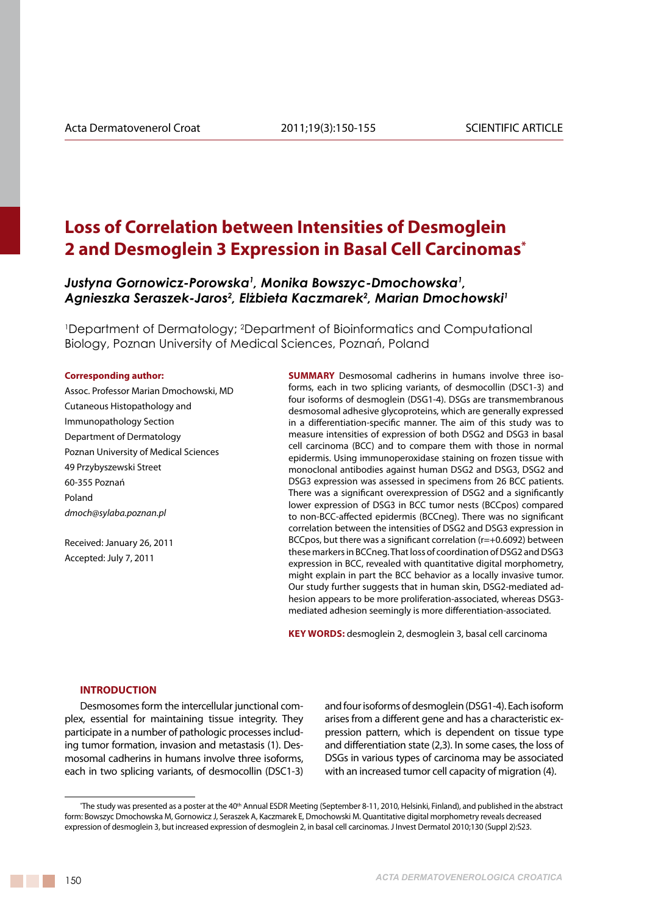# Loss of Correlation between Intensities of Desmoglein 2 and Desmoglein 3 Expression in Basal Cell Carcinomas*

***Justyna Gornowicz-Porowska[1], Monika Bowszyc-Dmochowska[1], Agnieszka Seraszek-Jaros[2], Elżbieta Kaczmarek[2], Marian Dmochowski[1]***

[1]Department of Dermatology; [2]Department of Bioinformatics and Computational Biology, Poznan University of Medical Sciences, Poznań, Poland

**Corresponding author:**

Assoc. Professor Marian Dmochowski, MD
Cutaneous Histopathology and Immunopathology Section
Department of Dermatology
Poznan University of Medical Sciences
49 Przybyszewski Street
60-355 Poznań
Poland
*dmoch@sylaba.poznan.pl*

Received: January 26, 2011
Accepted: July 7, 2011

**SUMMARY** Desmosomal cadherins in humans involve three isoforms, each in two splicing variants, of desmocollin (DSC1-3) and four isoforms of desmoglein (DSG1-4). DSGs are transmembranous desmosomal adhesive glycoproteins, which are generally expressed in a differentiation-specific manner. The aim of this study was to measure intensities of expression of both DSG2 and DSG3 in basal cell carcinoma (BCC) and to compare them with those in normal epidermis. Using immunoperoxidase staining on frozen tissue with monoclonal antibodies against human DSG2 and DSG3, DSG2 and DSG3 expression was assessed in specimens from 26 BCC patients. There was a significant overexpression of DSG2 and a significantly lower expression of DSG3 in BCC tumor nests (BCCpos) compared to non-BCC-affected epidermis (BCCneg). There was no significant correlation between the intensities of DSG2 and DSG3 expression in BCCpos, but there was a significant correlation ($r=+0.6092$) between these markers in BCCneg. That loss of coordination of DSG2 and DSG3 expression in BCC, revealed with quantitative digital morphometry, might explain in part the BCC behavior as a locally invasive tumor. Our study further suggests that in human skin, DSG2-mediated adhesion appears to be more proliferation-associated, whereas DSG3-mediated adhesion seemingly is more differentiation-associated.

**KEY WORDS:** desmoglein 2, desmoglein 3, basal cell carcinoma

## INTRODUCTION

Desmosomes form the intercellular junctional complex, essential for maintaining tissue integrity. They participate in a number of pathologic processes including tumor formation, invasion and metastasis (1). Desmosomal cadherins in humans involve three isoforms, each in two splicing variants, of desmocollin (DSC1-3) and four isoforms of desmoglein (DSG1-4). Each isoform arises from a different gene and has a characteristic expression pattern, which is dependent on tissue type and differentiation state (2,3). In some cases, the loss of DSGs in various types of carcinoma may be associated with an increased tumor cell capacity of migration (4).

*The study was presented as a poster at the 40th Annual ESDR Meeting (September 8-11, 2010, Helsinki, Finland), and published in the abstract form: Bowszyc Dmochowska M, Gornowicz J, Seraszek A, Kaczmarek E, Dmochowski M. Quantitative digital morphometry reveals decreased expression of desmoglein 3, but increased expression of desmoglein 2, in basal cell carcinomas. J Invest Dermatol 2010;130 (Suppl 2):S23.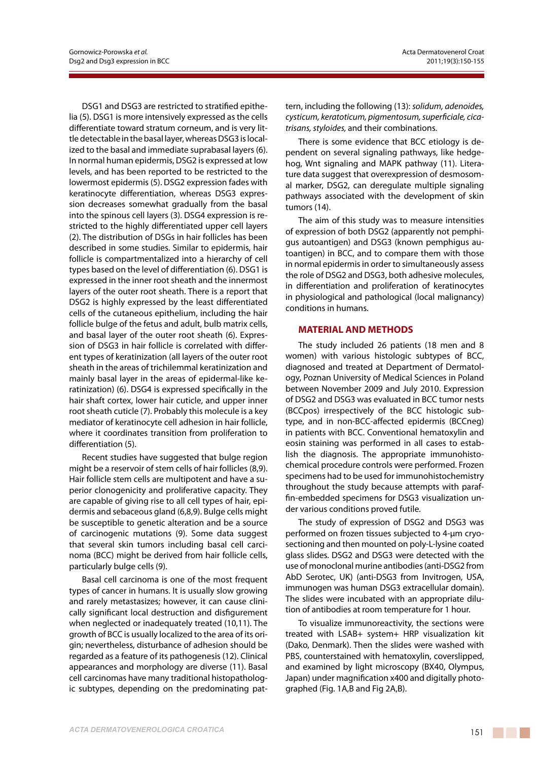DSG1 and DSG3 are restricted to stratified epithelia (5). DSG1 is more intensively expressed as the cells differentiate toward stratum corneum, and is very little detectable in the basal layer, whereas DSG3 is localized to the basal and immediate suprabasal layers (6). In normal human epidermis, DSG2 is expressed at low levels, and has been reported to be restricted to the lowermost epidermis (5). DSG2 expression fades with keratinocyte differentiation, whereas DSG3 expression decreases somewhat gradually from the basal into the spinous cell layers (3). DSG4 expression is restricted to the highly differentiated upper cell layers (2). The distribution of DSGs in hair follicles has been described in some studies. Similar to epidermis, hair follicle is compartmentalized into a hierarchy of cell types based on the level of differentiation (6). DSG1 is expressed in the inner root sheath and the innermost layers of the outer root sheath. There is a report that DSG2 is highly expressed by the least differentiated cells of the cutaneous epithelium, including the hair follicle bulge of the fetus and adult, bulb matrix cells, and basal layer of the outer root sheath (6). Expression of DSG3 in hair follicle is correlated with different types of keratinization (all layers of the outer root sheath in the areas of trichilemmal keratinization and mainly basal layer in the areas of epidermal-like keratinization) (6). DSG4 is expressed specifically in the hair shaft cortex, lower hair cuticle, and upper inner root sheath cuticle (7). Probably this molecule is a key mediator of keratinocyte cell adhesion in hair follicle, where it coordinates transition from proliferation to differentiation (5).

Recent studies have suggested that bulge region might be a reservoir of stem cells of hair follicles (8,9). Hair follicle stem cells are multipotent and have a superior clonogenicity and proliferative capacity. They are capable of giving rise to all cell types of hair, epidermis and sebaceous gland (6,8,9). Bulge cells might be susceptible to genetic alteration and be a source of carcinogenic mutations (9). Some data suggest that several skin tumors including basal cell carcinoma (BCC) might be derived from hair follicle cells, particularly bulge cells (9).

Basal cell carcinoma is one of the most frequent types of cancer in humans. It is usually slow growing and rarely metastasizes; however, it can cause clinically significant local destruction and disfigurement when neglected or inadequately treated (10,11). The growth of BCC is usually localized to the area of its origin; nevertheless, disturbance of adhesion should be regarded as a feature of its pathogenesis (12). Clinical appearances and morphology are diverse (11). Basal cell carcinomas have many traditional histopathologic subtypes, depending on the predominating pattern, including the following (13): *solidum, adenoides, cysticum, keratoticum, pigmentosum, superficiale, cicatrisans, styloides,* and their combinations.

There is some evidence that BCC etiology is dependent on several signaling pathways, like hedgehog, Wnt signaling and MAPK pathway (11). Literature data suggest that overexpression of desmosomal marker, DSG2, can deregulate multiple signaling pathways associated with the development of skin tumors (14).

The aim of this study was to measure intensities of expression of both DSG2 (apparently not pemphigus autoantigen) and DSG3 (known pemphigus autoantigen) in BCC, and to compare them with those in normal epidermis in order to simultaneously assess the role of DSG2 and DSG3, both adhesive molecules, in differentiation and proliferation of keratinocytes in physiological and pathological (local malignancy) conditions in humans.

## MATERIAL AND METHODS

The study included 26 patients (18 men and 8 women) with various histologic subtypes of BCC, diagnosed and treated at Department of Dermatology, Poznan University of Medical Sciences in Poland between November 2009 and July 2010. Expression of DSG2 and DSG3 was evaluated in BCC tumor nests (BCCpos) irrespectively of the BCC histologic subtype, and in non-BCC-affected epidermis (BCCneg) in patients with BCC. Conventional hematoxylin and eosin staining was performed in all cases to establish the diagnosis. The appropriate immunohistochemical procedure controls were performed. Frozen specimens had to be used for immunohistochemistry throughout the study because attempts with paraffin-embedded specimens for DSG3 visualization under various conditions proved futile.

The study of expression of DSG2 and DSG3 was performed on frozen tissues subjected to 4-μm cryosectioning and then mounted on poly-L-lysine coated glass slides. DSG2 and DSG3 were detected with the use of monoclonal murine antibodies (anti-DSG2 from AbD Serotec, UK) (anti-DSG3 from Invitrogen, USA, immunogen was human DSG3 extracellular domain). The slides were incubated with an appropriate dilution of antibodies at room temperature for 1 hour.

To visualize immunoreactivity, the sections were treated with LSAB+ system+ HRP visualization kit (Dako, Denmark). Then the slides were washed with PBS, counterstained with hematoxylin, coverslipped, and examined by light microscopy (BX40, Olympus, Japan) under magnification x400 and digitally photographed (Fig. 1A,B and Fig 2A,B).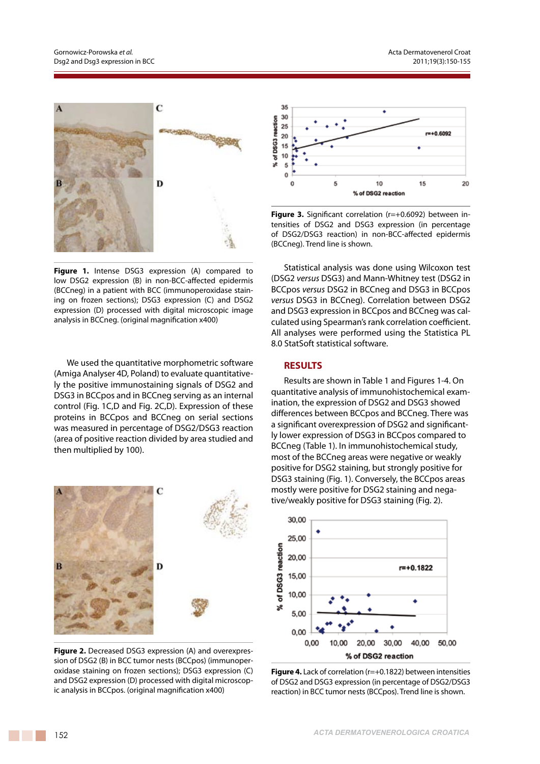**Figure 1.** Intense DSG3 expression (A) compared to low DSG2 expression (B) in non-BCC-affected epidermis (BCCneg) in a patient with BCC (immunoperoxidase staining on frozen sections); DSG3 expression (C) and DSG2 expression (D) processed with digital microscopic image analysis in BCCneg. (original magnification x400)

We used the quantitative morphometric software (Amiga Analyser 4D, Poland) to evaluate quantitatively the positive immunostaining signals of DSG2 and DSG3 in BCCpos and in BCCneg serving as an internal control (Fig. 1C,D and Fig. 2C,D). Expression of these proteins in BCCpos and BCCneg on serial sections was measured in percentage of DSG2/DSG3 reaction (area of positive reaction divided by area studied and then multiplied by 100).

**Figure 2.** Decreased DSG3 expression (A) and overexpression of DSG2 (B) in BCC tumor nests (BCCpos) (immunoperoxidase staining on frozen sections); DSG3 expression (C) and DSG2 expression (D) processed with digital microscopic analysis in BCCpos. (original magnification x400)

**Figure 3.** Significant correlation (r=+0.6092) between intensities of DSG2 and DSG3 expression (in percentage of DSG2/DSG3 reaction) in non-BCC-affected epidermis (BCCneg). Trend line is shown.

Statistical analysis was done using Wilcoxon test (DSG2 *versus* DSG3) and Mann-Whitney test (DSG2 in BCCpos *versus* DSG2 in BCCneg and DSG3 in BCCpos *versus* DSG3 in BCCneg). Correlation between DSG2 and DSG3 expression in BCCpos and BCCneg was calculated using Spearman's rank correlation coefficient. All analyses were performed using the Statistica PL 8.0 StatSoft statistical software.

## RESULTS

Results are shown in Table 1 and Figures 1-4. On quantitative analysis of immunohistochemical examination, the expression of DSG2 and DSG3 showed differences between BCCpos and BCCneg. There was a significant overexpression of DSG2 and significantly lower expression of DSG3 in BCCpos compared to BCCneg (Table 1). In immunohistochemical study, most of the BCCneg areas were negative or weakly positive for DSG2 staining, but strongly positive for DSG3 staining (Fig. 1). Conversely, the BCCpos areas mostly were positive for DSG2 staining and negative/weakly positive for DSG3 staining (Fig. 2).

**Figure 4.** Lack of correlation (r=+0.1822) between intensities of DSG2 and DSG3 expression (in percentage of DSG2/DSG3 reaction) in BCC tumor nests (BCCpos). Trend line is shown.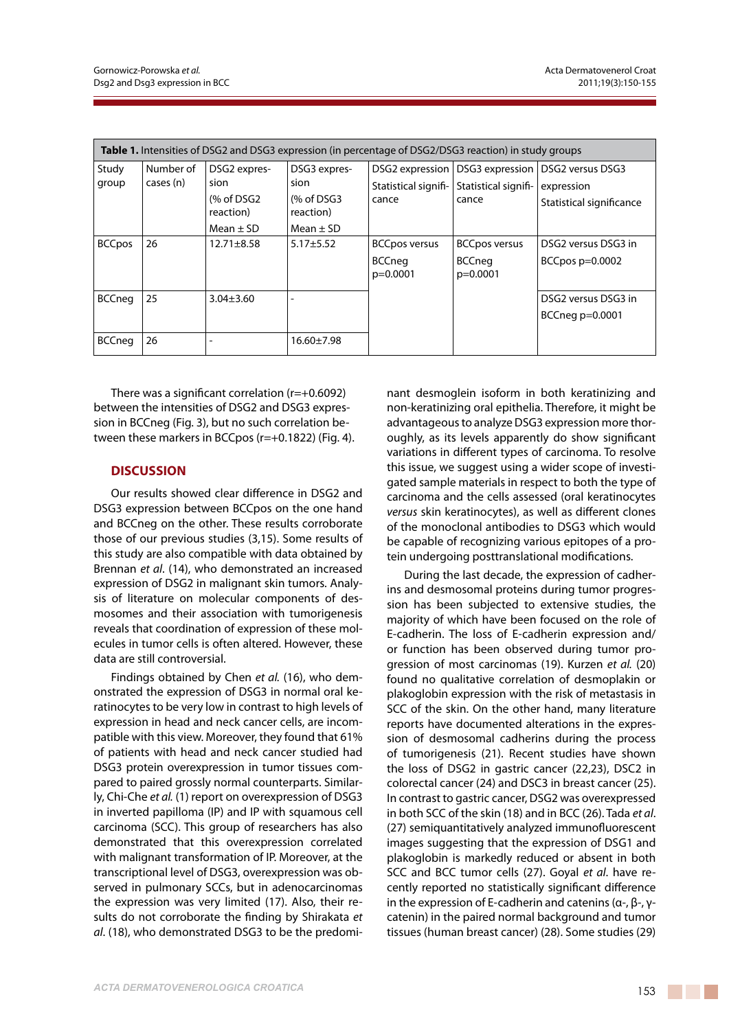**Table 1.** Intensities of DSG2 and DSG3 expression (in percentage of DSG2/DSG3 reaction) in study groups

| Study group | Number of cases (n) | DSG2 expression (% of DSG2 reaction) Mean ± SD | DSG3 expression (% of DSG3 reaction) Mean ± SD | DSG2 expression Statistical significance | DSG3 expression Statistical significance | DSG2 versus DSG3 expression Statistical significance |
|---|---|---|---|---|---|---|
| BCCpos | 26 | 12.71±8.58 | 5.17±5.52 | BCCpos versus BCCneg p=0.0001 | BCCpos versus BCCneg p=0.0001 | DSG2 versus DSG3 in BCCpos p=0.0002 |
| BCCneg | 25 | 3.04±3.60 | - | | | DSG2 versus DSG3 in BCCneg p=0.0001 |
| BCCneg | 26 | - | 16.60±7.98 | | | |

There was a significant correlation (r=+0.6092) between the intensities of DSG2 and DSG3 expression in BCCneg (Fig. 3), but no such correlation between these markers in BCCpos (r=+0.1822) (Fig. 4).

## DISCUSSION

Our results showed clear difference in DSG2 and DSG3 expression between BCCpos on the one hand and BCCneg on the other. These results corroborate those of our previous studies (3,15). Some results of this study are also compatible with data obtained by Brennan *et al*. (14), who demonstrated an increased expression of DSG2 in malignant skin tumors. Analysis of literature on molecular components of desmosomes and their association with tumorigenesis reveals that coordination of expression of these molecules in tumor cells is often altered. However, these data are still controversial.

Findings obtained by Chen *et al.* (16), who demonstrated the expression of DSG3 in normal oral keratinocytes to be very low in contrast to high levels of expression in head and neck cancer cells, are incompatible with this view. Moreover, they found that 61% of patients with head and neck cancer studied had DSG3 protein overexpression in tumor tissues compared to paired grossly normal counterparts. Similarly, Chi-Che *et al.* (1) report on overexpression of DSG3 in inverted papilloma (IP) and IP with squamous cell carcinoma (SCC). This group of researchers has also demonstrated that this overexpression correlated with malignant transformation of IP. Moreover, at the transcriptional level of DSG3, overexpression was observed in pulmonary SCCs, but in adenocarcinomas the expression was very limited (17). Also, their results do not corroborate the finding by Shirakata *et al*. (18), who demonstrated DSG3 to be the predominant desmoglein isoform in both keratinizing and non-keratinizing oral epithelia. Therefore, it might be advantageous to analyze DSG3 expression more thoroughly, as its levels apparently do show significant variations in different types of carcinoma. To resolve this issue, we suggest using a wider scope of investigated sample materials in respect to both the type of carcinoma and the cells assessed (oral keratinocytes *versus* skin keratinocytes), as well as different clones of the monoclonal antibodies to DSG3 which would be capable of recognizing various epitopes of a protein undergoing posttranslational modifications.

During the last decade, the expression of cadherins and desmosomal proteins during tumor progression has been subjected to extensive studies, the majority of which have been focused on the role of E-cadherin. The loss of E-cadherin expression and/or function has been observed during tumor progression of most carcinomas (19). Kurzen *et al.* (20) found no qualitative correlation of desmoplakin or plakoglobin expression with the risk of metastasis in SCC of the skin. On the other hand, many literature reports have documented alterations in the expression of desmosomal cadherins during the process of tumorigenesis (21). Recent studies have shown the loss of DSG2 in gastric cancer (22,23), DSC2 in colorectal cancer (24) and DSC3 in breast cancer (25). In contrast to gastric cancer, DSG2 was overexpressed in both SCC of the skin (18) and in BCC (26). Tada *et al.* (27) semiquantitatively analyzed immunofluorescent images suggesting that the expression of DSG1 and plakoglobin is markedly reduced or absent in both SCC and BCC tumor cells (27). Goyal *et al.* have recently reported no statistically significant difference in the expression of E-cadherin and catenins (α-, β-, γ-catenin) in the paired normal background and tumor tissues (human breast cancer) (28). Some studies (29)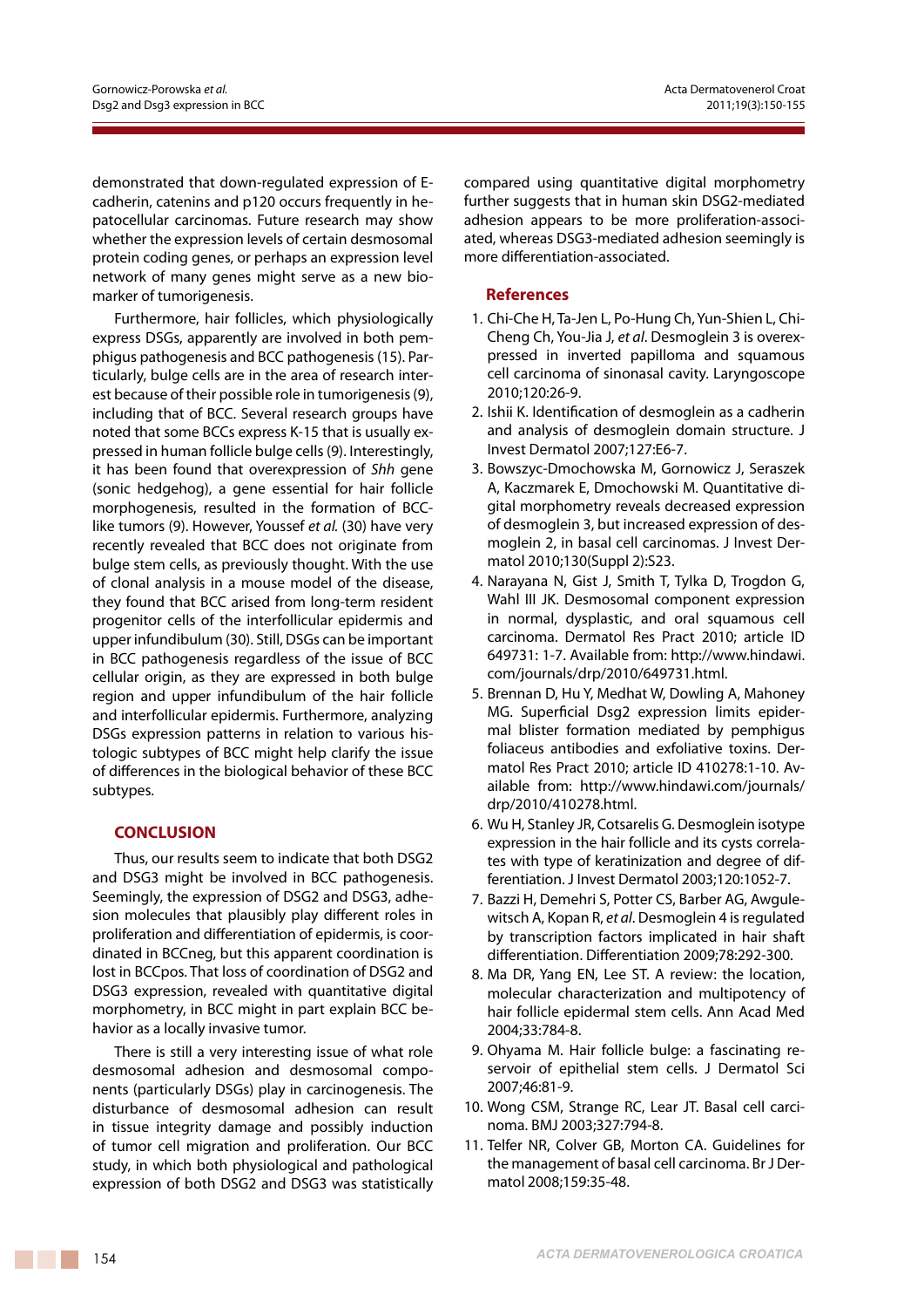demonstrated that down-regulated expression of E-cadherin, catenins and p120 occurs frequently in hepatocellular carcinomas. Future research may show whether the expression levels of certain desmosomal protein coding genes, or perhaps an expression level network of many genes might serve as a new biomarker of tumorigenesis.

Furthermore, hair follicles, which physiologically express DSGs, apparently are involved in both pemphigus pathogenesis and BCC pathogenesis (15). Particularly, bulge cells are in the area of research interest because of their possible role in tumorigenesis (9), including that of BCC. Several research groups have noted that some BCCs express K-15 that is usually expressed in human follicle bulge cells (9). Interestingly, it has been found that overexpression of *Shh* gene (sonic hedgehog), a gene essential for hair follicle morphogenesis, resulted in the formation of BCC-like tumors (9). However, Youssef *et al.* (30) have very recently revealed that BCC does not originate from bulge stem cells, as previously thought. With the use of clonal analysis in a mouse model of the disease, they found that BCC arised from long-term resident progenitor cells of the interfollicular epidermis and upper infundibulum (30). Still, DSGs can be important in BCC pathogenesis regardless of the issue of BCC cellular origin, as they are expressed in both bulge region and upper infundibulum of the hair follicle and interfollicular epidermis. Furthermore, analyzing DSGs expression patterns in relation to various histologic subtypes of BCC might help clarify the issue of differences in the biological behavior of these BCC subtypes.

## CONCLUSION

Thus, our results seem to indicate that both DSG2 and DSG3 might be involved in BCC pathogenesis. Seemingly, the expression of DSG2 and DSG3, adhesion molecules that plausibly play different roles in proliferation and differentiation of epidermis, is coordinated in BCCneg, but this apparent coordination is lost in BCCpos. That loss of coordination of DSG2 and DSG3 expression, revealed with quantitative digital morphometry, in BCC might in part explain BCC behavior as a locally invasive tumor.

There is still a very interesting issue of what role desmosomal adhesion and desmosomal components (particularly DSGs) play in carcinogenesis. The disturbance of desmosomal adhesion can result in tissue integrity damage and possibly induction of tumor cell migration and proliferation. Our BCC study, in which both physiological and pathological expression of both DSG2 and DSG3 was statistically compared using quantitative digital morphometry further suggests that in human skin DSG2-mediated adhesion appears to be more proliferation-associated, whereas DSG3-mediated adhesion seemingly is more differentiation-associated.

## References

1. Chi-Che H, Ta-Jen L, Po-Hung Ch, Yun-Shien L, Chi-Cheng Ch, You-Jia J, *et al*. Desmoglein 3 is overexpressed in inverted papilloma and squamous cell carcinoma of sinonasal cavity. Laryngoscope 2010;120:26-9.
2. Ishii K. Identification of desmoglein as a cadherin and analysis of desmoglein domain structure. J Invest Dermatol 2007;127:E6-7.
3. Bowszyc-Dmochowska M, Gornowicz J, Seraszek A, Kaczmarek E, Dmochowski M. Quantitative digital morphometry reveals decreased expression of desmoglein 3, but increased expression of desmoglein 2, in basal cell carcinomas. J Invest Dermatol 2010;130(Suppl 2):S23.
4. Narayana N, Gist J, Smith T, Tylka D, Trogdon G, Wahl III JK. Desmosomal component expression in normal, dysplastic, and oral squamous cell carcinoma. Dermatol Res Pract 2010; article ID 649731: 1-7. Available from: http://www.hindawi.com/journals/drp/2010/649731.html.
5. Brennan D, Hu Y, Medhat W, Dowling A, Mahoney MG. Superficial Dsg2 expression limits epidermal blister formation mediated by pemphigus foliaceus antibodies and exfoliative toxins. Dermatol Res Pract 2010; article ID 410278:1-10. Available from: http://www.hindawi.com/journals/drp/2010/410278.html.
6. Wu H, Stanley JR, Cotsarelis G. Desmoglein isotype expression in the hair follicle and its cysts correlates with type of keratinization and degree of differentiation. J Invest Dermatol 2003;120:1052-7.
7. Bazzi H, Demehri S, Potter CS, Barber AG, Awgulewitsch A, Kopan R, *et al*. Desmoglein 4 is regulated by transcription factors implicated in hair shaft differentiation. Differentiation 2009;78:292-300.
8. Ma DR, Yang EN, Lee ST. A review: the location, molecular characterization and multipotency of hair follicle epidermal stem cells. Ann Acad Med 2004;33:784-8.
9. Ohyama M. Hair follicle bulge: a fascinating reservoir of epithelial stem cells. J Dermatol Sci 2007;46:81-9.
10. Wong CSM, Strange RC, Lear JT. Basal cell carcinoma. BMJ 2003;327:794-8.
11. Telfer NR, Colver GB, Morton CA. Guidelines for the management of basal cell carcinoma. Br J Dermatol 2008;159:35-48.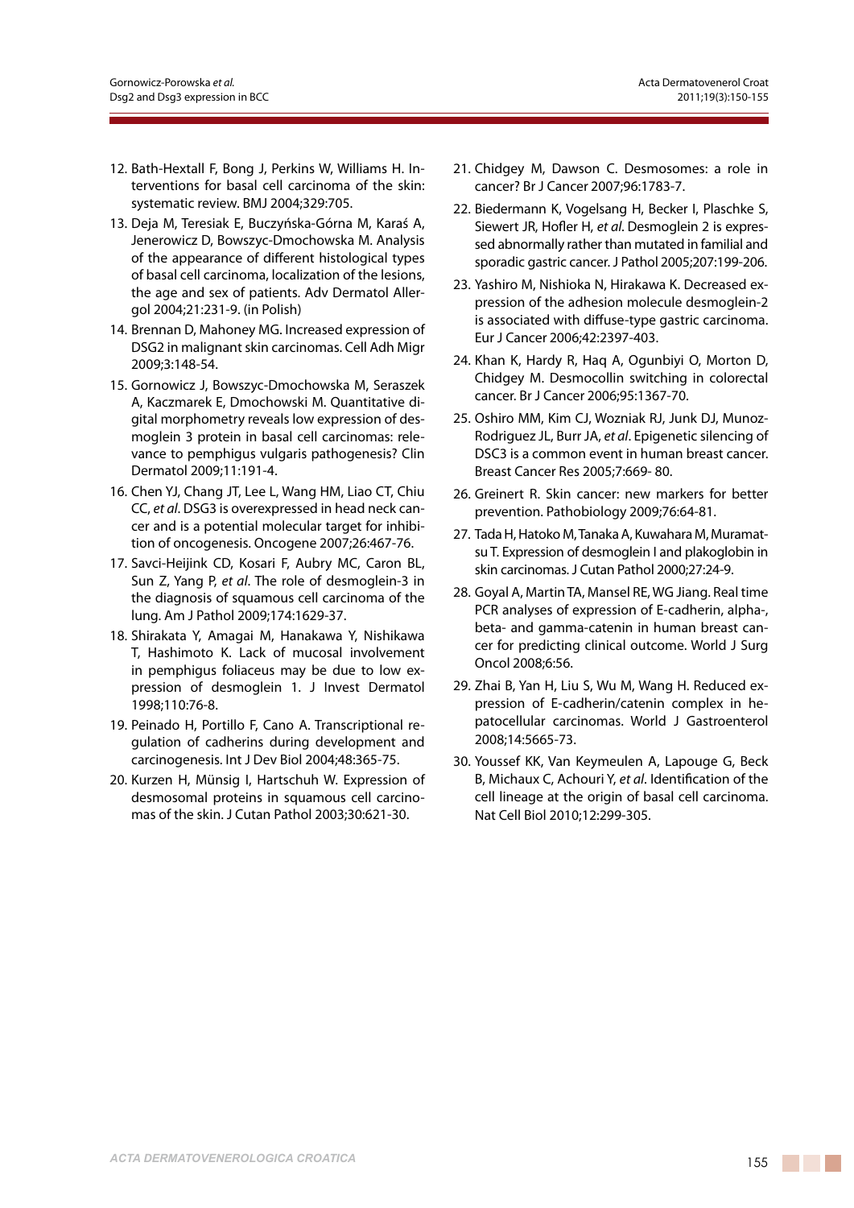12. Bath-Hextall F, Bong J, Perkins W, Williams H. Interventions for basal cell carcinoma of the skin: systematic review. BMJ 2004;329:705.
13. Deja M, Teresiak E, Buczyńska-Górna M, Karaś A, Jenerowicz D, Bowszyc-Dmochowska M. Analysis of the appearance of different histological types of basal cell carcinoma, localization of the lesions, the age and sex of patients. Adv Dermatol Allergol 2004;21:231-9. (in Polish)
14. Brennan D, Mahoney MG. Increased expression of DSG2 in malignant skin carcinomas. Cell Adh Migr 2009;3:148-54.
15. Gornowicz J, Bowszyc-Dmochowska M, Seraszek A, Kaczmarek E, Dmochowski M. Quantitative digital morphometry reveals low expression of desmoglein 3 protein in basal cell carcinomas: relevance to pemphigus vulgaris pathogenesis? Clin Dermatol 2009;11:191-4.
16. Chen YJ, Chang JT, Lee L, Wang HM, Liao CT, Chiu CC, *et al*. DSG3 is overexpressed in head neck cancer and is a potential molecular target for inhibition of oncogenesis. Oncogene 2007;26:467-76.
17. Savci-Heijink CD, Kosari F, Aubry MC, Caron BL, Sun Z, Yang P, *et al*. The role of desmoglein-3 in the diagnosis of squamous cell carcinoma of the lung. Am J Pathol 2009;174:1629-37.
18. Shirakata Y, Amagai M, Hanakawa Y, Nishikawa T, Hashimoto K. Lack of mucosal involvement in pemphigus foliaceus may be due to low expression of desmoglein 1. J Invest Dermatol 1998;110:76-8.
19. Peinado H, Portillo F, Cano A. Transcriptional regulation of cadherins during development and carcinogenesis. Int J Dev Biol 2004;48:365-75.
20. Kurzen H, Münsig I, Hartschuh W. Expression of desmosomal proteins in squamous cell carcinomas of the skin. J Cutan Pathol 2003;30:621-30.
21. Chidgey M, Dawson C. Desmosomes: a role in cancer? Br J Cancer 2007;96:1783-7.
22. Biedermann K, Vogelsang H, Becker I, Plaschke S, Siewert JR, Hofler H, *et al*. Desmoglein 2 is expressed abnormally rather than mutated in familial and sporadic gastric cancer. J Pathol 2005;207:199-206.
23. Yashiro M, Nishioka N, Hirakawa K. Decreased expression of the adhesion molecule desmoglein-2 is associated with diffuse-type gastric carcinoma. Eur J Cancer 2006;42:2397-403.
24. Khan K, Hardy R, Haq A, Ogunbiyi O, Morton D, Chidgey M. Desmocollin switching in colorectal cancer. Br J Cancer 2006;95:1367-70.
25. Oshiro MM, Kim CJ, Wozniak RJ, Junk DJ, Munoz-Rodriguez JL, Burr JA, *et al*. Epigenetic silencing of DSC3 is a common event in human breast cancer. Breast Cancer Res 2005;7:669- 80.
26. Greinert R. Skin cancer: new markers for better prevention. Pathobiology 2009;76:64-81.
27. Tada H, Hatoko M, Tanaka A, Kuwahara M, Muramatsu T. Expression of desmoglein I and plakoglobin in skin carcinomas. J Cutan Pathol 2000;27:24-9.
28. Goyal A, Martin TA, Mansel RE, WG Jiang. Real time PCR analyses of expression of E-cadherin, alpha-, beta- and gamma-catenin in human breast cancer for predicting clinical outcome. World J Surg Oncol 2008;6:56.
29. Zhai B, Yan H, Liu S, Wu M, Wang H. Reduced expression of E-cadherin/catenin complex in hepatocellular carcinomas. World J Gastroenterol 2008;14:5665-73.
30. Youssef KK, Van Keymeulen A, Lapouge G, Beck B, Michaux C, Achouri Y, *et al*. Identification of the cell lineage at the origin of basal cell carcinoma. Nat Cell Biol 2010;12:299-305.